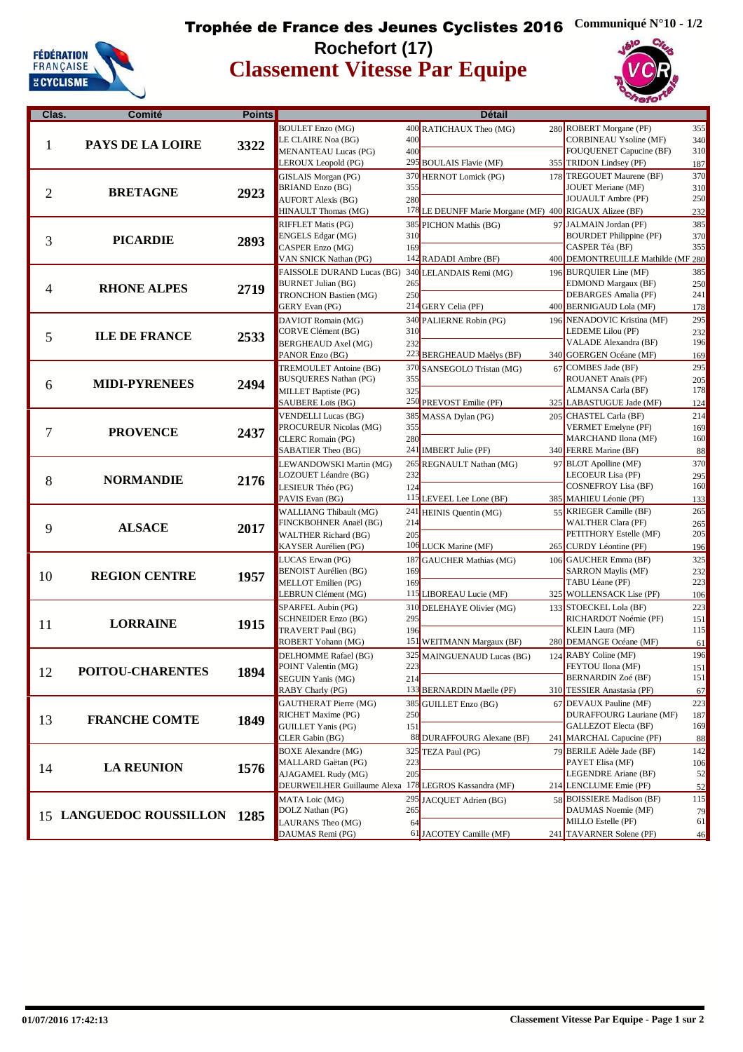# Trophée de France des Jeunes Cyclistes 2016

Communiqué N°10 - 1/2

## Rochefort (17)

## Classement Vitesse Par Equipe

| Clas. | Comité | Points | Détail | | | | | |
|---|---|---|---|---|---|---|---|---|
| 1 | PAYS DE LA LOIRE | 3322 | BOULET Enzo (MG) | 400 | RATICHAUX Theo (MG) | 280 | ROBERT Morgane (PF) | 355 |
| | | | LE CLAIRE Noa (BG) | 400 | | | CORBINEAU Ysoline (MF) | 340 |
| | | | MENANTEAU Lucas (PG) | 400 | | | FOUQUENET Capucine (BF) | 310 |
| | | | LEROUX Leopold (PG) | 295 | BOULAIS Flavie (MF) | 355 | TRIDON Lindsey (PF) | 187 |
| 2 | BRETAGNE | 2923 | GISLAIS Morgan (PG) | 370 | HERNOT Lomick (PG) | 178 | TREGOUET Maurene (BF) | 370 |
| | | | BRIAND Enzo (BG) | 355 | | | JOUET Meriane (MF) | 310 |
| | | | AUFORT Alexis (BG) | 280 | | | JOUAULT Ambre (PF) | 250 |
| | | | HINAULT Thomas (MG) | 178 | LE DEUNFF Marie Morgane (MF) | 400 | RIGAUX Alizee (BF) | 232 |
| 3 | PICARDIE | 2893 | RIFFLET Matis (PG) | 385 | PICHON Mathis (BG) | 97 | JALMAIN Jordan (PF) | 385 |
| | | | ENGELS Edgar (MG) | 310 | | | BOURDET Philippine (PF) | 370 |
| | | | CASPER Enzo (MG) | 169 | | | CASPER Téa (BF) | 355 |
| | | | VAN SNICK Nathan (PG) | 142 | RADADI Ambre (BF) | 400 | DEMONTREUILLE Mathilde (MF | 280 |
| 4 | RHONE ALPES | 2719 | FAISSOLE DURAND Lucas (BG) | 340 | LELANDAIS Remi (MG) | 196 | BURQUIER Line (MF) | 385 |
| | | | BURNET Julian (BG) | 265 | | | EDMOND Margaux (BF) | 250 |
| | | | TRONCHON Bastien (MG) | 250 | | | DEBARGES Amalia (PF) | 241 |
| | | | GERY Evan (PG) | 214 | GERY Celia (PF) | 400 | BERNIGAUD Lola (MF) | 178 |
| 5 | ILE DE FRANCE | 2533 | DAVIOT Romain (MG) | 340 | PALIERNE Robin (PG) | 196 | NENADOVIC Kristina (MF) | 295 |
| | | | CORVE Clément (BG) | 310 | | | LEDEME Lilou (PF) | 232 |
| | | | BERGHEAUD Axel (MG) | 232 | | | VALADE Alexandra (BF) | 196 |
| | | | PANOR Enzo (BG) | 223 | BERGHEAUD Maëlys (BF) | 340 | GOERGEN Océane (MF) | 169 |
| 6 | MIDI-PYRENEES | 2494 | TREMOULET Antoine (BG) | 370 | SANSEGOLO Tristan (MG) | 67 | COMBES Jade (BF) | 295 |
| | | | BUSQUERES Nathan (PG) | 355 | | | ROUANET Anaïs (PF) | 205 |
| | | | MILLET Baptiste (PG) | 325 | | | ALMANSA Carla (BF) | 178 |
| | | | SAUBERE Loïs (BG) | 250 | PREVOST Emilie (PF) | 325 | LABASTUGUE Jade (MF) | 124 |
| 7 | PROVENCE | 2437 | VENDELLI Lucas (BG) | 385 | MASSA Dylan (PG) | 205 | CHASTEL Carla (BF) | 214 |
| | | | PROCUREUR Nicolas (MG) | 355 | | | VERMET Emelyne (PF) | 169 |
| | | | CLERC Romain (PG) | 280 | | | MARCHAND Ilona (MF) | 160 |
| | | | SABATIER Theo (BG) | 241 | IMBERT Julie (PF) | 340 | FERRE Marine (BF) | 88 |
| 8 | NORMANDIE | 2176 | LEWANDOWSKI Martin (MG) | 265 | REGNAULT Nathan (MG) | 97 | BLOT Apolline (MF) | 370 |
| | | | LOZOUET Léandre (BG) | 232 | | | LECOEUR Lisa (PF) | 295 |
| | | | LESIEUR Théo (PG) | 124 | | | COSNEFROY Lisa (BF) | 160 |
| | | | PAVIS Evan (BG) | 115 | LEVEEL Lee Lone (BF) | 385 | MAHIEU Léonie (PF) | 133 |
| 9 | ALSACE | 2017 | WALLIANG Thibault (MG) | 241 | HEINIS Quentin (MG) | 55 | KRIEGER Camille (BF) | 265 |
| | | | FINCKBOHNER Anaël (BG) | 214 | | | WALTHER Clara (PF) | 265 |
| | | | WALTHER Richard (BG) | 205 | | | PETITHORY Estelle (MF) | 205 |
| | | | KAYSER Aurélien (PG) | 106 | LUCK Marine (MF) | 265 | CURDY Léontine (PF) | 196 |
| 10 | REGION CENTRE | 1957 | LUCAS Erwan (PG) | 187 | GAUCHER Mathias (MG) | 106 | GAUCHER Emma (BF) | 325 |
| | | | BENOIST Aurélien (BG) | 169 | | | SARRON Maylis (MF) | 232 |
| | | | MELLOT Emilien (PG) | 169 | | | TABU Léane (PF) | 223 |
| | | | LEBRUN Clément (MG) | 115 | LIBOREAU Lucie (MF) | 325 | WOLLENSACK Lise (PF) | 106 |
| 11 | LORRAINE | 1915 | SPARFEL Aubin (PG) | 310 | DELEHAYE Olivier (MG) | 133 | STOECKEL Lola (BF) | 223 |
| | | | SCHNEIDER Enzo (BG) | 295 | | | RICHARDOT Noémie (PF) | 151 |
| | | | TRAVERT Paul (BG) | 196 | | | KLEIN Laura (MF) | 115 |
| | | | ROBERT Yohann (MG) | 151 | WEITMANN Margaux (BF) | 280 | DEMANGE Océane (MF) | 61 |
| 12 | POITOU-CHARENTES | 1894 | DELHOMME Rafael (BG) | 325 | MAINGUENAUD Lucas (BG) | 124 | RABY Coline (MF) | 196 |
| | | | POINT Valentin (MG) | 223 | | | FEYTOU Ilona (MF) | 151 |
| | | | SEGUIN Yanis (MG) | 214 | | | BERNARDIN Zoé (BF) | 151 |
| | | | RABY Charly (PG) | 133 | BERNARDIN Maelle (PF) | 310 | TESSIER Anastasia (PF) | 67 |
| 13 | FRANCHE COMTE | 1849 | GAUTHERAT Pierre (MG) | 385 | GUILLET Enzo (BG) | 67 | DEVAUX Pauline (MF) | 223 |
| | | | RICHET Mathieu (PG) | 250 | | | DURAFFOURG Lauriane (MF) | 187 |
| | | | GUILLET Yanis (PG) | 151 | | | GALLEZOT Electa (BF) | 169 |
| | | | CLER Gabin (BG) | 88 | DURAFFOURG Alexane (BF) | 241 | MARCHAL Capucine (PF) | 88 |
| 14 | LA REUNION | 1576 | BOXE Alexandre (MG) | 325 | TEZA Paul (PG) | 79 | BERILE Adèle Jade (BF) | 142 |
| | | | MALLARD Gaëtan (PG) | 223 | | | PAYET Elisa (MF) | 106 |
| | | | AJAGAMEL Rudy (MG) | 205 | | | LEGENDRE Ariane (BF) | 52 |
| | | | DEURWEILHER Guillaume Alexa | 178 | LEGROS Kassandra (MF) | 214 | LENCLUME Emie (PF) | 52 |
| 15 | LANGUEDOC ROUSSILLON | 1285 | MATA Loic (MG) | 295 | JACQUET Adrien (BG) | 58 | BOISSIERE Madison (BF) | 115 |
| | | | DOLZ Nathan (PG) | 265 | | | DAUMAS Noemie (MF) | 79 |
| | | | LAURANS Theo (MG) | 64 | | | MILLO Estelle (PF) | 61 |
| | | | DAUMAS Remi (PG) | 61 | JACOTEY Camille (MF) | 241 | TAVARNER Solene (PF) | 46 |

01/07/2016 17:42:13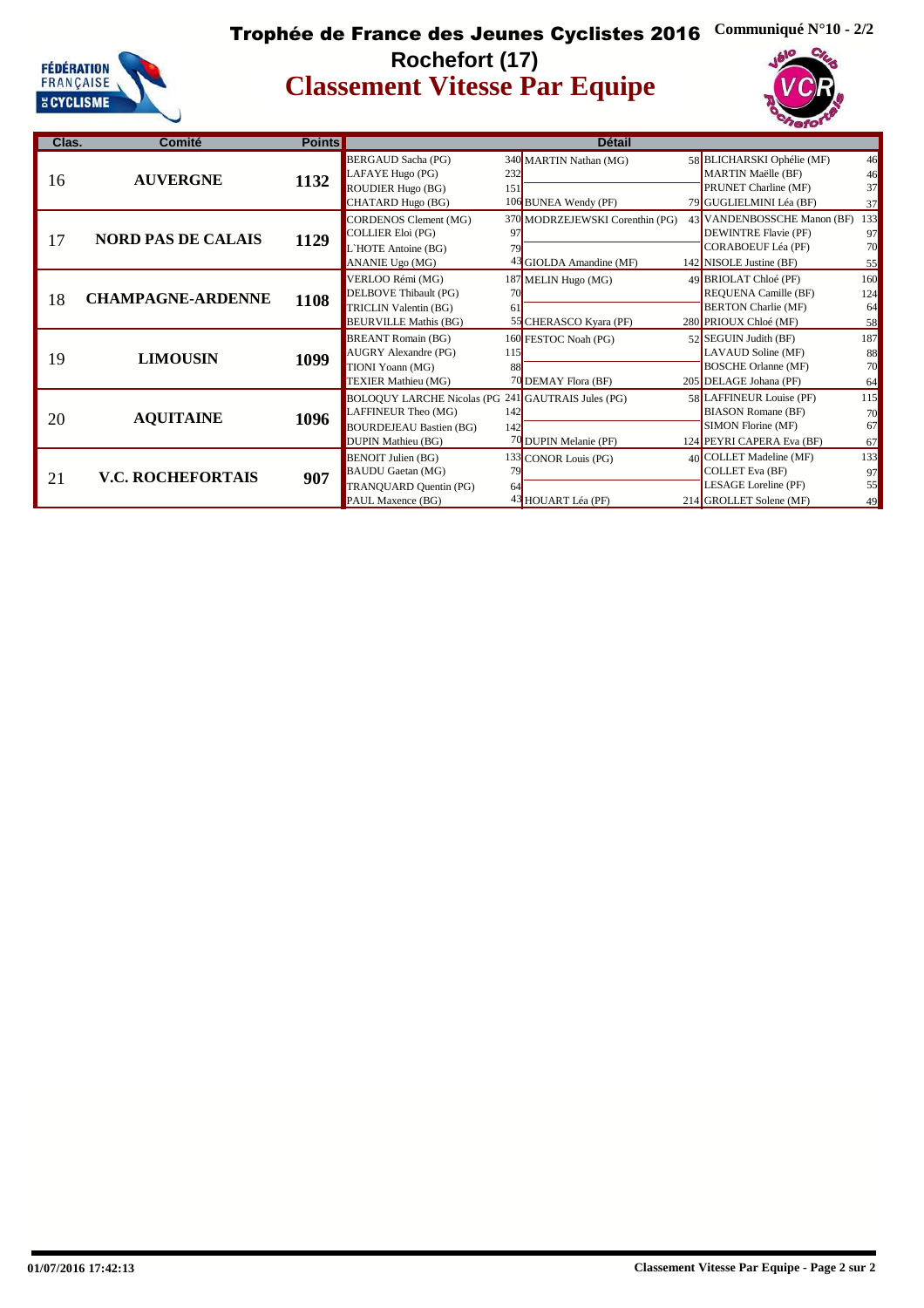# Trophée de France des Jeunes Cyclistes 2016

Communiqué N°10 - 2/2

## Rochefort (17)

## Classement Vitesse Par Equipe

| Clas. | Comité | Points | Détail | | | | | |
|---|---|---|---|---|---|---|---|---|
| 16 | AUVERGNE | 1132 | BERGAUD Sacha (PG) | 340 | MARTIN Nathan (MG) | 58 | BLICHARSKI Ophélie (MF) | 46 |
| | | | LAFAYE Hugo (PG) | 232 | | | MARTIN Maëlle (BF) | 46 |
| | | | ROUDIER Hugo (BG) | 151 | | | PRUNET Charline (MF) | 37 |
| | | | CHATARD Hugo (BG) | 106 | BUNEA Wendy (PF) | 79 | GUGLIELMINI Léa (BF) | 37 |
| 17 | NORD PAS DE CALAIS | 1129 | CORDENOS Clement (MG) | 370 | MODRZEJEWSKI Corenthin (PG) | 43 | VANDENBOSSCHE Manon (BF) | 133 |
| | | | COLLIER Eloi (PG) | 97 | | | DEWINTRE Flavie (PF) | 97 |
| | | | L`HOTE Antoine (BG) | 79 | | | CORABOEUF Léa (PF) | 70 |
| | | | ANANIE Ugo (MG) | 43 | GIOLDA Amandine (MF) | 142 | NISOLE Justine (BF) | 55 |
| 18 | CHAMPAGNE-ARDENNE | 1108 | VERLOO Rémi (MG) | 187 | MELIN Hugo (MG) | 49 | BRIOLAT Chloé (PF) | 160 |
| | | | DELBOVE Thibault (PG) | 70 | | | REQUENA Camille (BF) | 124 |
| | | | TRICLIN Valentin (BG) | 61 | | | BERTON Charlie (MF) | 64 |
| | | | BEURVILLE Mathis (BG) | 55 | CHERASCO Kyara (PF) | 280 | PRIOUX Chloé (MF) | 58 |
| 19 | LIMOUSIN | 1099 | BREANT Romain (BG) | 160 | FESTOC Noah (PG) | 52 | SEGUIN Judith (BF) | 187 |
| | | | AUGRY Alexandre (PG) | 115 | | | LAVAUD Soline (MF) | 88 |
| | | | TIONI Yoann (MG) | 88 | | | BOSCHE Orlanne (MF) | 70 |
| | | | TEXIER Mathieu (MG) | 70 | DEMAY Flora (BF) | 205 | DELAGE Johana (PF) | 64 |
| 20 | AQUITAINE | 1096 | BOLOQUY LARCHE Nicolas (PG | 241 | GAUTRAIS Jules (PG) | 58 | LAFFINEUR Louise (PF) | 115 |
| | | | LAFFINEUR Theo (MG) | 142 | | | BIASON Romane (BF) | 70 |
| | | | BOURDEJEAU Bastien (BG) | 142 | | | SIMON Florine (MF) | 67 |
| | | | DUPIN Mathieu (BG) | 70 | DUPIN Melanie (PF) | 124 | PEYRI CAPERA Eva (BF) | 67 |
| 21 | V.C. ROCHEFORTAIS | 907 | BENOIT Julien (BG) | 133 | CONOR Louis (PG) | 40 | COLLET Madeline (MF) | 133 |
| | | | BAUDU Gaetan (MG) | 79 | | | COLLET Eva (BF) | 97 |
| | | | TRANQUARD Quentin (PG) | 64 | | | LESAGE Loreline (PF) | 55 |
| | | | PAUL Maxence (BG) | 43 | HOUART Léa (PF) | 214 | GROLLET Solene (MF) | 49 |

01/07/2016 17:42:13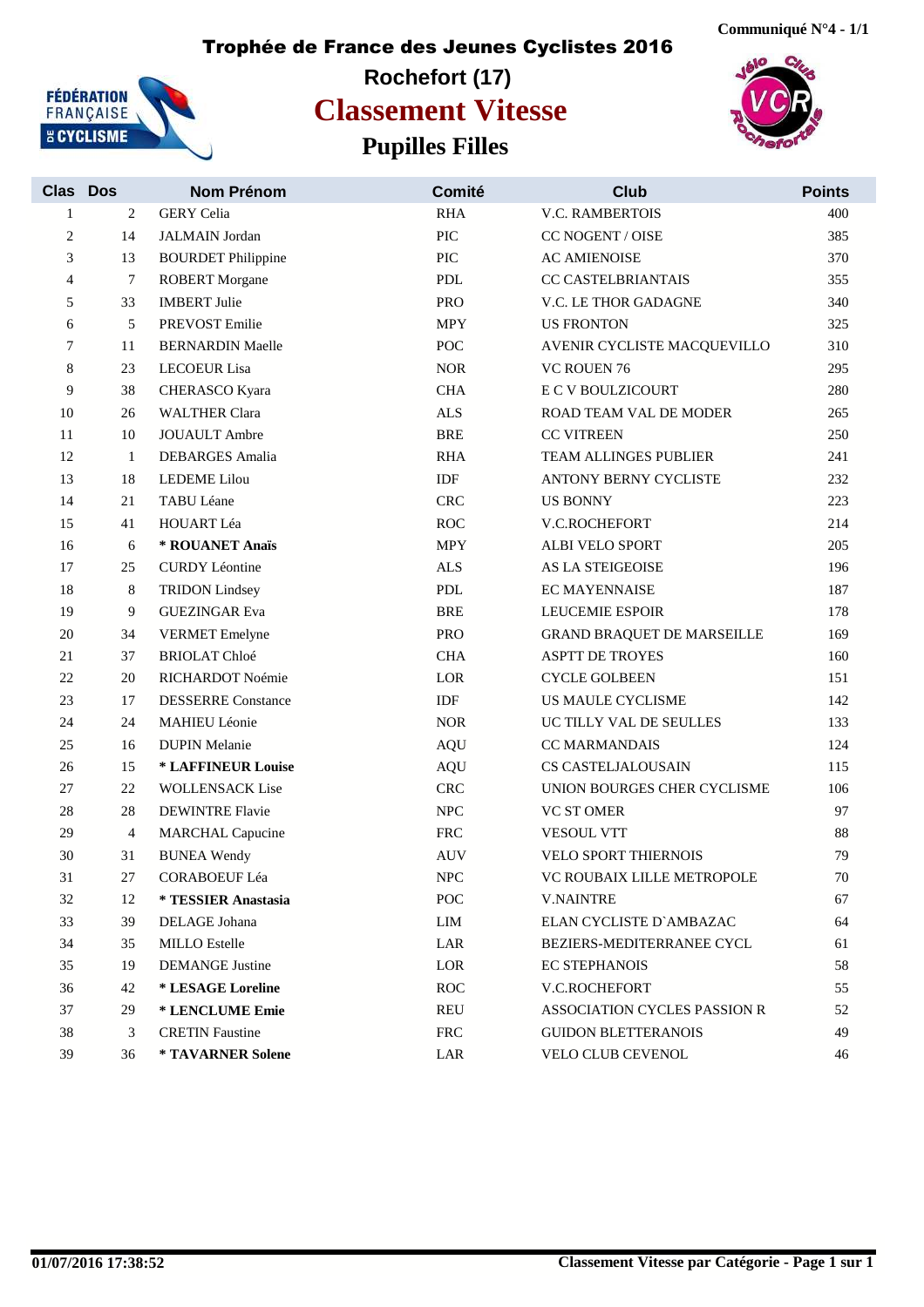Communiqué N°4 - 1/1

# Trophée de France des Jeunes Cyclistes 2016

## Rochefort (17)

# Classement Vitesse

## Pupilles Filles

| Clas | Dos | Nom Prénom | Comité | Club | Points |
|---|---|---|---|---|---|
| 1 | 2 | GERY Celia | RHA | V.C. RAMBERTOIS | 400 |
| 2 | 14 | JALMAIN Jordan | PIC | CC NOGENT / OISE | 385 |
| 3 | 13 | BOURDET Philippine | PIC | AC AMIENOISE | 370 |
| 4 | 7 | ROBERT Morgane | PDL | CC CASTELBRIANTAIS | 355 |
| 5 | 33 | IMBERT Julie | PRO | V.C. LE THOR GADAGNE | 340 |
| 6 | 5 | PREVOST Emilie | MPY | US FRONTON | 325 |
| 7 | 11 | BERNARDIN Maelle | POC | AVENIR CYCLISTE MACQUEVILLO | 310 |
| 8 | 23 | LECOEUR Lisa | NOR | VC ROUEN 76 | 295 |
| 9 | 38 | CHERASCO Kyara | CHA | E C V BOULZICOURT | 280 |
| 10 | 26 | WALTHER Clara | ALS | ROAD TEAM VAL DE MODER | 265 |
| 11 | 10 | JOUAULT Ambre | BRE | CC VITREEN | 250 |
| 12 | 1 | DEBARGES Amalia | RHA | TEAM ALLINGES PUBLIER | 241 |
| 13 | 18 | LEDEME Lilou | IDF | ANTONY BERNY CYCLISTE | 232 |
| 14 | 21 | TABU Léane | CRC | US BONNY | 223 |
| 15 | 41 | HOUART Léa | ROC | V.C.ROCHEFORT | 214 |
| 16 | 6 | **\* ROUANET Anaïs** | MPY | ALBI VELO SPORT | 205 |
| 17 | 25 | CURDY Léontine | ALS | AS LA STEIGEOISE | 196 |
| 18 | 8 | TRIDON Lindsey | PDL | EC MAYENNAISE | 187 |
| 19 | 9 | GUEZINGAR Eva | BRE | LEUCEMIE ESPOIR | 178 |
| 20 | 34 | VERMET Emelyne | PRO | GRAND BRAQUET DE MARSEILLE | 169 |
| 21 | 37 | BRIOLAT Chloé | CHA | ASPTT DE TROYES | 160 |
| 22 | 20 | RICHARDOT Noémie | LOR | CYCLE GOLBEEN | 151 |
| 23 | 17 | DESSERRE Constance | IDF | US MAULE CYCLISME | 142 |
| 24 | 24 | MAHIEU Léonie | NOR | UC TILLY VAL DE SEULLES | 133 |
| 25 | 16 | DUPIN Melanie | AQU | CC MARMANDAIS | 124 |
| 26 | 15 | **\* LAFFINEUR Louise** | AQU | CS CASTELJALOUSAIN | 115 |
| 27 | 22 | WOLLENSACK Lise | CRC | UNION BOURGES CHER CYCLISME | 106 |
| 28 | 28 | DEWINTRE Flavie | NPC | VC ST OMER | 97 |
| 29 | 4 | MARCHAL Capucine | FRC | VESOUL VTT | 88 |
| 30 | 31 | BUNEA Wendy | AUV | VELO SPORT THIERNOIS | 79 |
| 31 | 27 | CORABOEUF Léa | NPC | VC ROUBAIX LILLE METROPOLE | 70 |
| 32 | 12 | **\* TESSIER Anastasia** | POC | V.NAINTRE | 67 |
| 33 | 39 | DELAGE Johana | LIM | ELAN CYCLISTE D`AMBAZAC | 64 |
| 34 | 35 | MILLO Estelle | LAR | BEZIERS-MEDITERRANEE CYCL | 61 |
| 35 | 19 | DEMANGE Justine | LOR | EC STEPHANOIS | 58 |
| 36 | 42 | **\* LESAGE Loreline** | ROC | V.C.ROCHEFORT | 55 |
| 37 | 29 | **\* LENCLUME Emie** | REU | ASSOCIATION CYCLES PASSION R | 52 |
| 38 | 3 | CRETIN Faustine | FRC | GUIDON BLETTERANOIS | 49 |
| 39 | 36 | **\* TAVARNER Solene** | LAR | VELO CLUB CEVENOL | 46 |

01/07/2016 17:38:52 — Classement Vitesse par Catégorie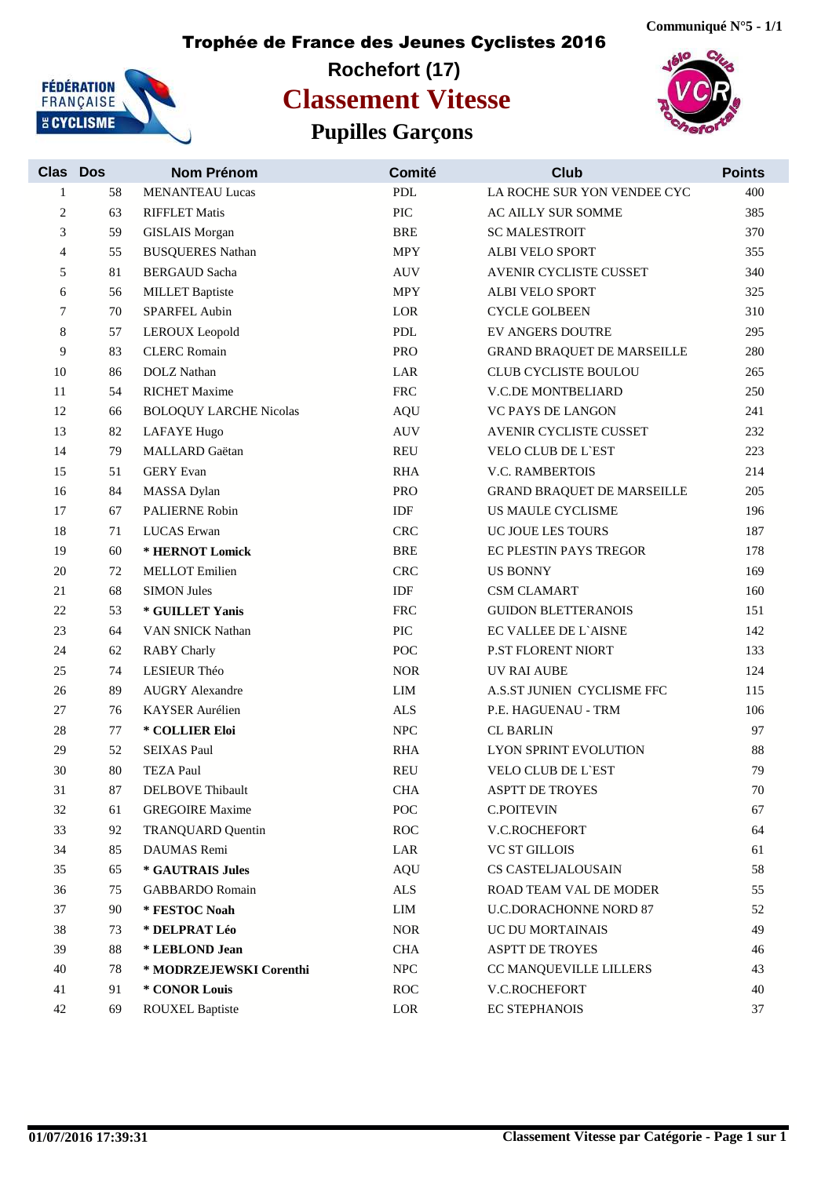Communiqué N°5 - 1/1

# Trophée de France des Jeunes Cyclistes 2016

## Rochefort (17)

# Classement Vitesse

## Pupilles Garçons

| Clas | Dos | Nom Prénom | Comité | Club | Points |
|---|---|---|---|---|---|
| 1 | 58 | MENANTEAU Lucas | PDL | LA ROCHE SUR YON VENDEE CYC | 400 |
| 2 | 63 | RIFFLET Matis | PIC | AC AILLY SUR SOMME | 385 |
| 3 | 59 | GISLAIS Morgan | BRE | SC MALESTROIT | 370 |
| 4 | 55 | BUSQUERES Nathan | MPY | ALBI VELO SPORT | 355 |
| 5 | 81 | BERGAUD Sacha | AUV | AVENIR CYCLISTE CUSSET | 340 |
| 6 | 56 | MILLET Baptiste | MPY | ALBI VELO SPORT | 325 |
| 7 | 70 | SPARFEL Aubin | LOR | CYCLE GOLBEEN | 310 |
| 8 | 57 | LEROUX Leopold | PDL | EV ANGERS DOUTRE | 295 |
| 9 | 83 | CLERC Romain | PRO | GRAND BRAQUET DE MARSEILLE | 280 |
| 10 | 86 | DOLZ Nathan | LAR | CLUB CYCLISTE BOULOU | 265 |
| 11 | 54 | RICHET Maxime | FRC | V.C.DE MONTBELIARD | 250 |
| 12 | 66 | BOLOQUY LARCHE Nicolas | AQU | VC PAYS DE LANGON | 241 |
| 13 | 82 | LAFAYE Hugo | AUV | AVENIR CYCLISTE CUSSET | 232 |
| 14 | 79 | MALLARD Gaëtan | REU | VELO CLUB DE L`EST | 223 |
| 15 | 51 | GERY Evan | RHA | V.C. RAMBERTOIS | 214 |
| 16 | 84 | MASSA Dylan | PRO | GRAND BRAQUET DE MARSEILLE | 205 |
| 17 | 67 | PALIERNE Robin | IDF | US MAULE CYCLISME | 196 |
| 18 | 71 | LUCAS Erwan | CRC | UC JOUE LES TOURS | 187 |
| 19 | 60 | **\* HERNOT Lomick** | BRE | EC PLESTIN PAYS TREGOR | 178 |
| 20 | 72 | MELLOT Emilien | CRC | US BONNY | 169 |
| 21 | 68 | SIMON Jules | IDF | CSM CLAMART | 160 |
| 22 | 53 | **\* GUILLET Yanis** | FRC | GUIDON BLETTERANOIS | 151 |
| 23 | 64 | VAN SNICK Nathan | PIC | EC VALLEE DE L`AISNE | 142 |
| 24 | 62 | RABY Charly | POC | P.ST FLORENT NIORT | 133 |
| 25 | 74 | LESIEUR Théo | NOR | UV RAI AUBE | 124 |
| 26 | 89 | AUGRY Alexandre | LIM | A.S.ST JUNIEN CYCLISME FFC | 115 |
| 27 | 76 | KAYSER Aurélien | ALS | P.E. HAGUENAU - TRM | 106 |
| 28 | 77 | **\* COLLIER Eloi** | NPC | CL BARLIN | 97 |
| 29 | 52 | SEIXAS Paul | RHA | LYON SPRINT EVOLUTION | 88 |
| 30 | 80 | TEZA Paul | REU | VELO CLUB DE L`EST | 79 |
| 31 | 87 | DELBOVE Thibault | CHA | ASPTT DE TROYES | 70 |
| 32 | 61 | GREGOIRE Maxime | POC | C.POITEVIN | 67 |
| 33 | 92 | TRANQUARD Quentin | ROC | V.C.ROCHEFORT | 64 |
| 34 | 85 | DAUMAS Remi | LAR | VC ST GILLOIS | 61 |
| 35 | 65 | **\* GAUTRAIS Jules** | AQU | CS CASTELJALOUSAIN | 58 |
| 36 | 75 | GABBARDO Romain | ALS | ROAD TEAM VAL DE MODER | 55 |
| 37 | 90 | **\* FESTOC Noah** | LIM | U.C.DORACHONNE NORD 87 | 52 |
| 38 | 73 | **\* DELPRAT Léo** | NOR | UC DU MORTAINAIS | 49 |
| 39 | 88 | **\* LEBLOND Jean** | CHA | ASPTT DE TROYES | 46 |
| 40 | 78 | **\* MODRZEJEWSKI Corenthi** | NPC | CC MANQUEVILLE LILLERS | 43 |
| 41 | 91 | **\* CONOR Louis** | ROC | V.C.ROCHEFORT | 40 |
| 42 | 69 | ROUXEL Baptiste | LOR | EC STEPHANOIS | 37 |

**01/07/2016 17:39:31** **Classement Vitesse par Catégorie - Page 1 sur 1**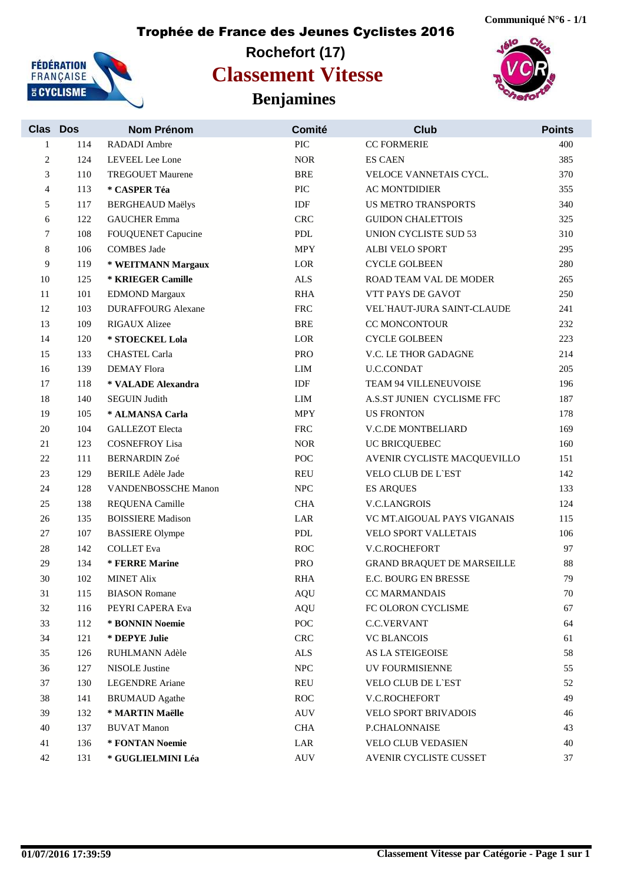Communiqué N°6 - 1/1

# Trophée de France des Jeunes Cyclistes 2016

## Rochefort (17)

# Classement Vitesse

## Benjamines

| Clas | Dos | Nom Prénom | Comité | Club | Points |
|---|---|---|---|---|---|
| 1 | 114 | RADADI Ambre | PIC | CC FORMERIE | 400 |
| 2 | 124 | LEVEEL Lee Lone | NOR | ES CAEN | 385 |
| 3 | 110 | TREGOUET Maurene | BRE | VELOCE VANNETAIS CYCL. | 370 |
| 4 | 113 | **\* CASPER Téa** | PIC | AC MONTDIDIER | 355 |
| 5 | 117 | BERGHEAUD Maëlys | IDF | US METRO TRANSPORTS | 340 |
| 6 | 122 | GAUCHER Emma | CRC | GUIDON CHALETTOIS | 325 |
| 7 | 108 | FOUQUENET Capucine | PDL | UNION CYCLISTE SUD 53 | 310 |
| 8 | 106 | COMBES Jade | MPY | ALBI VELO SPORT | 295 |
| 9 | 119 | **\* WEITMANN Margaux** | LOR | CYCLE GOLBEEN | 280 |
| 10 | 125 | **\* KRIEGER Camille** | ALS | ROAD TEAM VAL DE MODER | 265 |
| 11 | 101 | EDMOND Margaux | RHA | VTT PAYS DE GAVOT | 250 |
| 12 | 103 | DURAFFOURG Alexane | FRC | VEL`HAUT-JURA SAINT-CLAUDE | 241 |
| 13 | 109 | RIGAUX Alizee | BRE | CC MONCONTOUR | 232 |
| 14 | 120 | **\* STOECKEL Lola** | LOR | CYCLE GOLBEEN | 223 |
| 15 | 133 | CHASTEL Carla | PRO | V.C. LE THOR GADAGNE | 214 |
| 16 | 139 | DEMAY Flora | LIM | U.C.CONDAT | 205 |
| 17 | 118 | **\* VALADE Alexandra** | IDF | TEAM 94 VILLENEUVOISE | 196 |
| 18 | 140 | SEGUIN Judith | LIM | A.S.ST JUNIEN CYCLISME FFC | 187 |
| 19 | 105 | **\* ALMANSA Carla** | MPY | US FRONTON | 178 |
| 20 | 104 | GALLEZOT Electa | FRC | V.C.DE MONTBELIARD | 169 |
| 21 | 123 | COSNEFROY Lisa | NOR | UC BRICQUEBEC | 160 |
| 22 | 111 | BERNARDIN Zoé | POC | AVENIR CYCLISTE MACQUEVILLO | 151 |
| 23 | 129 | BERILE Adèle Jade | REU | VELO CLUB DE L`EST | 142 |
| 24 | 128 | VANDENBOSSCHE Manon | NPC | ES ARQUES | 133 |
| 25 | 138 | REQUENA Camille | CHA | V.C.LANGROIS | 124 |
| 26 | 135 | BOISSIERE Madison | LAR | VC MT.AIGOUAL PAYS VIGANAIS | 115 |
| 27 | 107 | BASSIERE Olympe | PDL | VELO SPORT VALLETAIS | 106 |
| 28 | 142 | COLLET Eva | ROC | V.C.ROCHEFORT | 97 |
| 29 | 134 | **\* FERRE Marine** | PRO | GRAND BRAQUET DE MARSEILLE | 88 |
| 30 | 102 | MINET Alix | RHA | E.C. BOURG EN BRESSE | 79 |
| 31 | 115 | BIASON Romane | AQU | CC MARMANDAIS | 70 |
| 32 | 116 | PEYRI CAPERA Eva | AQU | FC OLORON CYCLISME | 67 |
| 33 | 112 | **\* BONNIN Noemie** | POC | C.C.VERVANT | 64 |
| 34 | 121 | **\* DEPYE Julie** | CRC | VC BLANCOIS | 61 |
| 35 | 126 | RUHLMANN Adèle | ALS | AS LA STEIGEOISE | 58 |
| 36 | 127 | NISOLE Justine | NPC | UV FOURMISIENNE | 55 |
| 37 | 130 | LEGENDRE Ariane | REU | VELO CLUB DE L`EST | 52 |
| 38 | 141 | BRUMAUD Agathe | ROC | V.C.ROCHEFORT | 49 |
| 39 | 132 | **\* MARTIN Maëlle** | AUV | VELO SPORT BRIVADOIS | 46 |
| 40 | 137 | BUVAT Manon | CHA | P.CHALONNAISE | 43 |
| 41 | 136 | **\* FONTAN Noemie** | LAR | VELO CLUB VEDASIEN | 40 |
| 42 | 131 | **\* GUGLIELMINI Léa** | AUV | AVENIR CYCLISTE CUSSET | 37 |

**01/07/2016 17:39:59** — **Classement Vitesse par Catégorie - Page 1 sur 1**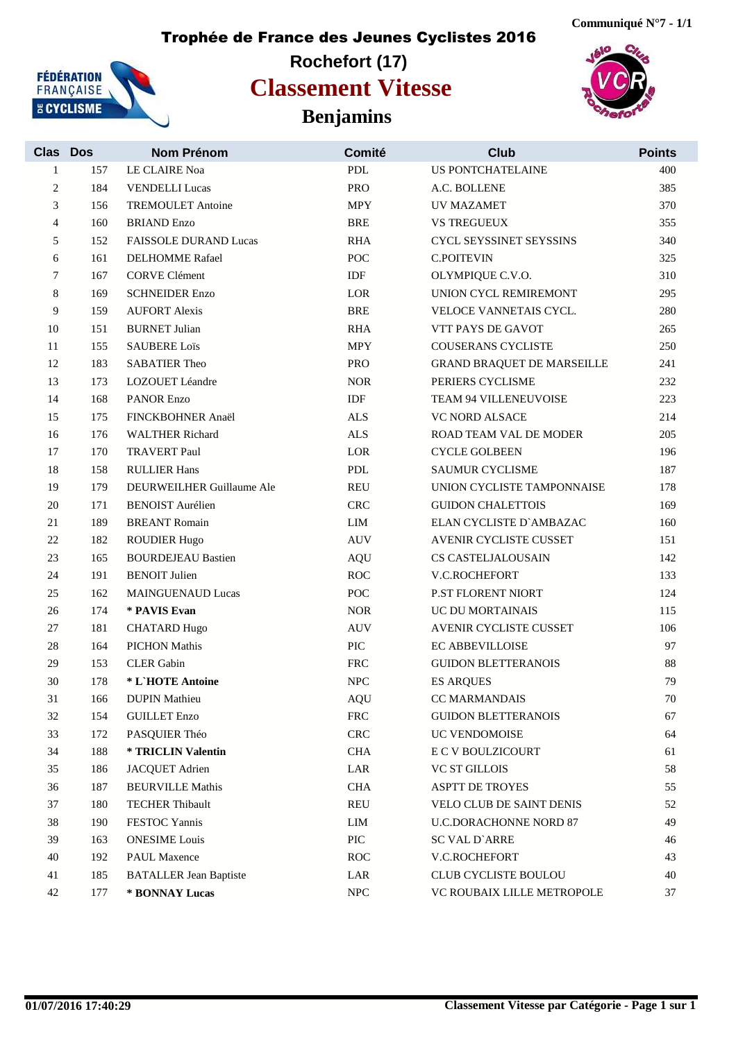Communiqué N°7 - 1/1

# Trophée de France des Jeunes Cyclistes 2016

## Rochefort (17)

## Classement Vitesse

## Benjamins

| Clas | Dos | Nom Prénom | Comité | Club | Points |
|---|---|---|---|---|---|
| 1 | 157 | LE CLAIRE Noa | PDL | US PONTCHATELAINE | 400 |
| 2 | 184 | VENDELLI Lucas | PRO | A.C. BOLLENE | 385 |
| 3 | 156 | TREMOULET Antoine | MPY | UV MAZAMET | 370 |
| 4 | 160 | BRIAND Enzo | BRE | VS TREGUEUX | 355 |
| 5 | 152 | FAISSOLE DURAND Lucas | RHA | CYCL SEYSSINET SEYSSINS | 340 |
| 6 | 161 | DELHOMME Rafael | POC | C.POITEVIN | 325 |
| 7 | 167 | CORVE Clément | IDF | OLYMPIQUE C.V.O. | 310 |
| 8 | 169 | SCHNEIDER Enzo | LOR | UNION CYCL REMIREMONT | 295 |
| 9 | 159 | AUFORT Alexis | BRE | VELOCE VANNETAIS CYCL. | 280 |
| 10 | 151 | BURNET Julian | RHA | VTT PAYS DE GAVOT | 265 |
| 11 | 155 | SAUBERE Loïs | MPY | COUSERANS CYCLISTE | 250 |
| 12 | 183 | SABATIER Theo | PRO | GRAND BRAQUET DE MARSEILLE | 241 |
| 13 | 173 | LOZOUET Léandre | NOR | PERIERS CYCLISME | 232 |
| 14 | 168 | PANOR Enzo | IDF | TEAM 94 VILLENEUVOISE | 223 |
| 15 | 175 | FINCKBOHNER Anaël | ALS | VC NORD ALSACE | 214 |
| 16 | 176 | WALTHER Richard | ALS | ROAD TEAM VAL DE MODER | 205 |
| 17 | 170 | TRAVERT Paul | LOR | CYCLE GOLBEEN | 196 |
| 18 | 158 | RULLIER Hans | PDL | SAUMUR CYCLISME | 187 |
| 19 | 179 | DEURWEILHER Guillaume Ale | REU | UNION CYCLISTE TAMPONNAISE | 178 |
| 20 | 171 | BENOIST Aurélien | CRC | GUIDON CHALETTOIS | 169 |
| 21 | 189 | BREANT Romain | LIM | ELAN CYCLISTE D`AMBAZAC | 160 |
| 22 | 182 | ROUDIER Hugo | AUV | AVENIR CYCLISTE CUSSET | 151 |
| 23 | 165 | BOURDEJEAU Bastien | AQU | CS CASTELJALOUSAIN | 142 |
| 24 | 191 | BENOIT Julien | ROC | V.C.ROCHEFORT | 133 |
| 25 | 162 | MAINGUENAUD Lucas | POC | P.ST FLORENT NIORT | 124 |
| 26 | 174 | **\* PAVIS Evan** | NOR | UC DU MORTAINAIS | 115 |
| 27 | 181 | CHATARD Hugo | AUV | AVENIR CYCLISTE CUSSET | 106 |
| 28 | 164 | PICHON Mathis | PIC | EC ABBEVILLOISE | 97 |
| 29 | 153 | CLER Gabin | FRC | GUIDON BLETTERANOIS | 88 |
| 30 | 178 | **\* L`HOTE Antoine** | NPC | ES ARQUES | 79 |
| 31 | 166 | DUPIN Mathieu | AQU | CC MARMANDAIS | 70 |
| 32 | 154 | GUILLET Enzo | FRC | GUIDON BLETTERANOIS | 67 |
| 33 | 172 | PASQUIER Théo | CRC | UC VENDOMOISE | 64 |
| 34 | 188 | **\* TRICLIN Valentin** | CHA | E C V BOULZICOURT | 61 |
| 35 | 186 | JACQUET Adrien | LAR | VC ST GILLOIS | 58 |
| 36 | 187 | BEURVILLE Mathis | CHA | ASPTT DE TROYES | 55 |
| 37 | 180 | TECHER Thibault | REU | VELO CLUB DE SAINT DENIS | 52 |
| 38 | 190 | FESTOC Yannis | LIM | U.C.DORACHONNE NORD 87 | 49 |
| 39 | 163 | ONESIME Louis | PIC | SC VAL D`ARRE | 46 |
| 40 | 192 | PAUL Maxence | ROC | V.C.ROCHEFORT | 43 |
| 41 | 185 | BATALLER Jean Baptiste | LAR | CLUB CYCLISTE BOULOU | 40 |
| 42 | 177 | **\* BONNAY Lucas** | NPC | VC ROUBAIX LILLE METROPOLE | 37 |

**01/07/2016 17:40:29** **Classement Vitesse par Catégorie - Page 1 sur 1**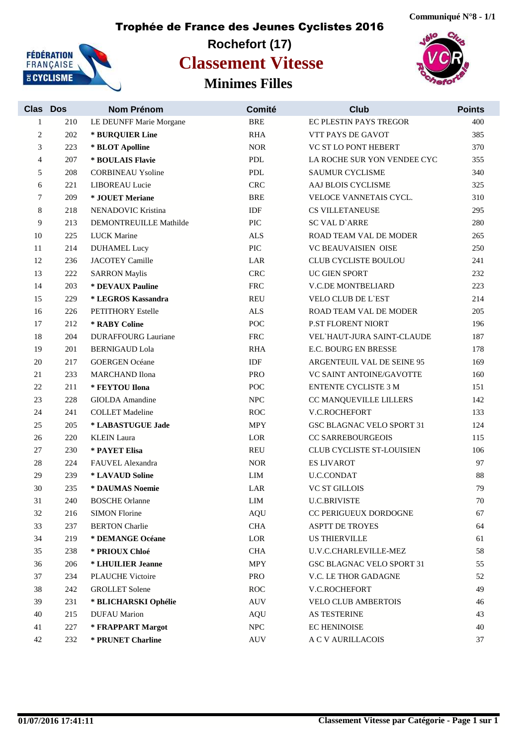Communiqué N°8 - 1/1

# Trophée de France des Jeunes Cyclistes 2016

## Rochefort (17)

# Classement Vitesse

## Minimes Filles

| Clas | Dos | Nom Prénom | Comité | Club | Points |
|---|---|---|---|---|---|
| 1 | 210 | LE DEUNFF Marie Morgane | BRE | EC PLESTIN PAYS TREGOR | 400 |
| 2 | 202 | **\* BURQUIER Line** | RHA | VTT PAYS DE GAVOT | 385 |
| 3 | 223 | **\* BLOT Apolline** | NOR | VC ST LO PONT HEBERT | 370 |
| 4 | 207 | **\* BOULAIS Flavie** | PDL | LA ROCHE SUR YON VENDEE CYC | 355 |
| 5 | 208 | CORBINEAU Ysoline | PDL | SAUMUR CYCLISME | 340 |
| 6 | 221 | LIBOREAU Lucie | CRC | AAJ BLOIS CYCLISME | 325 |
| 7 | 209 | **\* JOUET Meriane** | BRE | VELOCE VANNETAIS CYCL. | 310 |
| 8 | 218 | NENADOVIC Kristina | IDF | CS VILLETANEUSE | 295 |
| 9 | 213 | DEMONTREUILLE Mathilde | PIC | SC VAL D`ARRE | 280 |
| 10 | 225 | LUCK Marine | ALS | ROAD TEAM VAL DE MODER | 265 |
| 11 | 214 | DUHAMEL Lucy | PIC | VC BEAUVAISIEN OISE | 250 |
| 12 | 236 | JACOTEY Camille | LAR | CLUB CYCLISTE BOULOU | 241 |
| 13 | 222 | SARRON Maylis | CRC | UC GIEN SPORT | 232 |
| 14 | 203 | **\* DEVAUX Pauline** | FRC | V.C.DE MONTBELIARD | 223 |
| 15 | 229 | **\* LEGROS Kassandra** | REU | VELO CLUB DE L`EST | 214 |
| 16 | 226 | PETITHORY Estelle | ALS | ROAD TEAM VAL DE MODER | 205 |
| 17 | 212 | **\* RABY Coline** | POC | P.ST FLORENT NIORT | 196 |
| 18 | 204 | DURAFFOURG Lauriane | FRC | VEL`HAUT-JURA SAINT-CLAUDE | 187 |
| 19 | 201 | BERNIGAUD Lola | RHA | E.C. BOURG EN BRESSE | 178 |
| 20 | 217 | GOERGEN Océane | IDF | ARGENTEUIL VAL DE SEINE 95 | 169 |
| 21 | 233 | MARCHAND Ilona | PRO | VC SAINT ANTOINE/GAVOTTE | 160 |
| 22 | 211 | **\* FEYTOU Ilona** | POC | ENTENTE CYCLISTE 3 M | 151 |
| 23 | 228 | GIOLDA Amandine | NPC | CC MANQUEVILLE LILLERS | 142 |
| 24 | 241 | COLLET Madeline | ROC | V.C.ROCHEFORT | 133 |
| 25 | 205 | **\* LABASTUGUE Jade** | MPY | GSC BLAGNAC VELO SPORT 31 | 124 |
| 26 | 220 | KLEIN Laura | LOR | CC SARREBOURGEOIS | 115 |
| 27 | 230 | **\* PAYET Elisa** | REU | CLUB CYCLISTE ST-LOUISIEN | 106 |
| 28 | 224 | FAUVEL Alexandra | NOR | ES LIVAROT | 97 |
| 29 | 239 | **\* LAVAUD Soline** | LIM | U.C.CONDAT | 88 |
| 30 | 235 | **\* DAUMAS Noemie** | LAR | VC ST GILLOIS | 79 |
| 31 | 240 | BOSCHE Orlanne | LIM | U.C.BRIVISTE | 70 |
| 32 | 216 | SIMON Florine | AQU | CC PERIGUEUX DORDOGNE | 67 |
| 33 | 237 | BERTON Charlie | CHA | ASPTT DE TROYES | 64 |
| 34 | 219 | **\* DEMANGE Océane** | LOR | US THIERVILLE | 61 |
| 35 | 238 | **\* PRIOUX Chloé** | CHA | U.V.C.CHARLEVILLE-MEZ | 58 |
| 36 | 206 | **\* LHUILIER Jeanne** | MPY | GSC BLAGNAC VELO SPORT 31 | 55 |
| 37 | 234 | PLAUCHE Victoire | PRO | V.C. LE THOR GADAGNE | 52 |
| 38 | 242 | GROLLET Solene | ROC | V.C.ROCHEFORT | 49 |
| 39 | 231 | **\* BLICHARSKI Ophélie** | AUV | VELO CLUB AMBERTOIS | 46 |
| 40 | 215 | DUFAU Marion | AQU | AS TESTERINE | 43 |
| 41 | 227 | **\* FRAPPART Margot** | NPC | EC HENINOISE | 40 |
| 42 | 232 | **\* PRUNET Charline** | AUV | A C V AURILLACOIS | 37 |

01/07/2016 17:41:11 — Classement Vitesse par Catégorie - Page 1 sur 1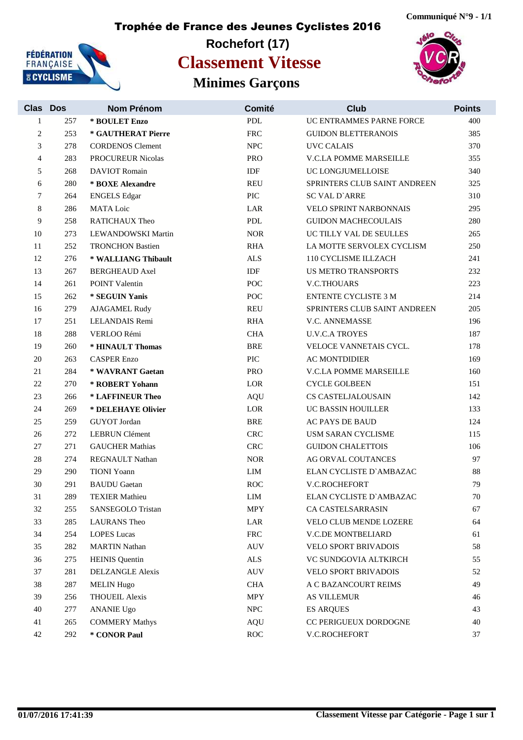Communiqué N°9 - 1/1

# Trophée de France des Jeunes Cyclistes 2016

## Rochefort (17)

# Classement Vitesse

## Minimes Garçons

| Clas | Dos | Nom Prénom | Comité | Club | Points |
|---|---|---|---|---|---|
| 1 | 257 | **\* BOULET Enzo** | PDL | UC ENTRAMMES PARNE FORCE | 400 |
| 2 | 253 | **\* GAUTHERAT Pierre** | FRC | GUIDON BLETTERANOIS | 385 |
| 3 | 278 | CORDENOS Clement | NPC | UVC CALAIS | 370 |
| 4 | 283 | PROCUREUR Nicolas | PRO | V.C.LA POMME MARSEILLE | 355 |
| 5 | 268 | DAVIOT Romain | IDF | UC LONGJUMELLOISE | 340 |
| 6 | 280 | **\* BOXE Alexandre** | REU | SPRINTERS CLUB SAINT ANDREEN | 325 |
| 7 | 264 | ENGELS Edgar | PIC | SC VAL D`ARRE | 310 |
| 8 | 286 | MATA Loic | LAR | VELO SPRINT NARBONNAIS | 295 |
| 9 | 258 | RATICHAUX Theo | PDL | GUIDON MACHECOULAIS | 280 |
| 10 | 273 | LEWANDOWSKI Martin | NOR | UC TILLY VAL DE SEULLES | 265 |
| 11 | 252 | TRONCHON Bastien | RHA | LA MOTTE SERVOLEX CYCLISM | 250 |
| 12 | 276 | **\* WALLIANG Thibault** | ALS | 110 CYCLISME ILLZACH | 241 |
| 13 | 267 | BERGHEAUD Axel | IDF | US METRO TRANSPORTS | 232 |
| 14 | 261 | POINT Valentin | POC | V.C.THOUARS | 223 |
| 15 | 262 | **\* SEGUIN Yanis** | POC | ENTENTE CYCLISTE 3 M | 214 |
| 16 | 279 | AJAGAMEL Rudy | REU | SPRINTERS CLUB SAINT ANDREEN | 205 |
| 17 | 251 | LELANDAIS Remi | RHA | V.C. ANNEMASSE | 196 |
| 18 | 288 | VERLOO Rémi | CHA | U.V.C.A TROYES | 187 |
| 19 | 260 | **\* HINAULT Thomas** | BRE | VELOCE VANNETAIS CYCL. | 178 |
| 20 | 263 | CASPER Enzo | PIC | AC MONTDIDIER | 169 |
| 21 | 284 | **\* WAVRANT Gaetan** | PRO | V.C.LA POMME MARSEILLE | 160 |
| 22 | 270 | **\* ROBERT Yohann** | LOR | CYCLE GOLBEEN | 151 |
| 23 | 266 | **\* LAFFINEUR Theo** | AQU | CS CASTELJALOUSAIN | 142 |
| 24 | 269 | **\* DELEHAYE Olivier** | LOR | UC BASSIN HOUILLER | 133 |
| 25 | 259 | GUYOT Jordan | BRE | AC PAYS DE BAUD | 124 |
| 26 | 272 | LEBRUN Clément | CRC | USM SARAN CYCLISME | 115 |
| 27 | 271 | GAUCHER Mathias | CRC | GUIDON CHALETTOIS | 106 |
| 28 | 274 | REGNAULT Nathan | NOR | AG ORVAL COUTANCES | 97 |
| 29 | 290 | TIONI Yoann | LIM | ELAN CYCLISTE D`AMBAZAC | 88 |
| 30 | 291 | BAUDU Gaetan | ROC | V.C.ROCHEFORT | 79 |
| 31 | 289 | TEXIER Mathieu | LIM | ELAN CYCLISTE D`AMBAZAC | 70 |
| 32 | 255 | SANSEGOLO Tristan | MPY | CA CASTELSARRASIN | 67 |
| 33 | 285 | LAURANS Theo | LAR | VELO CLUB MENDE LOZERE | 64 |
| 34 | 254 | LOPES Lucas | FRC | V.C.DE MONTBELIARD | 61 |
| 35 | 282 | MARTIN Nathan | AUV | VELO SPORT BRIVADOIS | 58 |
| 36 | 275 | HEINIS Quentin | ALS | VC SUNDGOVIA ALTKIRCH | 55 |
| 37 | 281 | DELZANGLE Alexis | AUV | VELO SPORT BRIVADOIS | 52 |
| 38 | 287 | MELIN Hugo | CHA | A C BAZANCOURT REIMS | 49 |
| 39 | 256 | THOUEIL Alexis | MPY | AS VILLEMUR | 46 |
| 40 | 277 | ANANIE Ugo | NPC | ES ARQUES | 43 |
| 41 | 265 | COMMERY Mathys | AQU | CC PERIGUEUX DORDOGNE | 40 |
| 42 | 292 | **\* CONOR Paul** | ROC | V.C.ROCHEFORT | 37 |

**01/07/2016 17:41:39**

**Classement Vitesse par Catégorie**